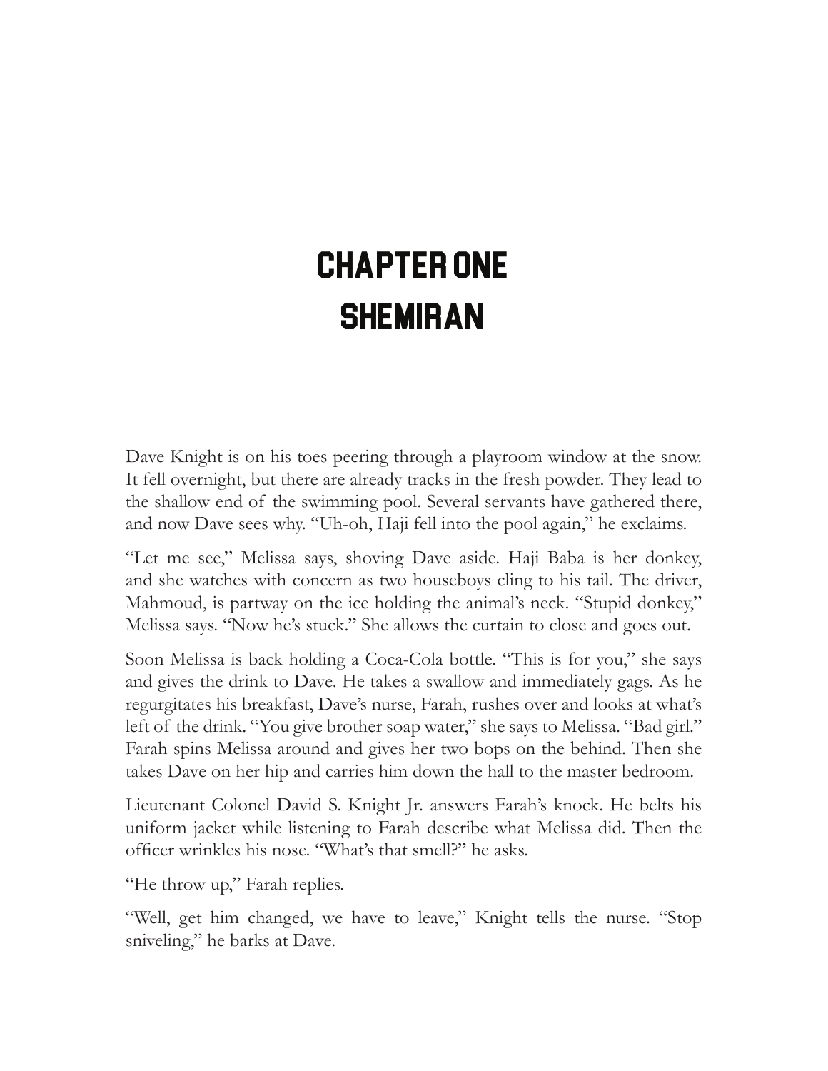# CHAPTER ONE
# SHEMIRAN

Dave Knight is on his toes peering through a playroom window at the snow. It fell overnight, but there are already tracks in the fresh powder. They lead to the shallow end of the swimming pool. Several servants have gathered there, and now Dave sees why. "Uh-oh, Haji fell into the pool again," he exclaims.

"Let me see," Melissa says, shoving Dave aside. Haji Baba is her donkey, and she watches with concern as two houseboys cling to his tail. The driver, Mahmoud, is partway on the ice holding the animal's neck. "Stupid donkey," Melissa says. "Now he's stuck." She allows the curtain to close and goes out.

Soon Melissa is back holding a Coca-Cola bottle. "This is for you," she says and gives the drink to Dave. He takes a swallow and immediately gags. As he regurgitates his breakfast, Dave's nurse, Farah, rushes over and looks at what's left of the drink. "You give brother soap water," she says to Melissa. "Bad girl." Farah spins Melissa around and gives her two bops on the behind. Then she takes Dave on her hip and carries him down the hall to the master bedroom.

Lieutenant Colonel David S. Knight Jr. answers Farah's knock. He belts his uniform jacket while listening to Farah describe what Melissa did. Then the officer wrinkles his nose. "What's that smell?" he asks.

"He throw up," Farah replies.

"Well, get him changed, we have to leave," Knight tells the nurse. "Stop sniveling," he barks at Dave.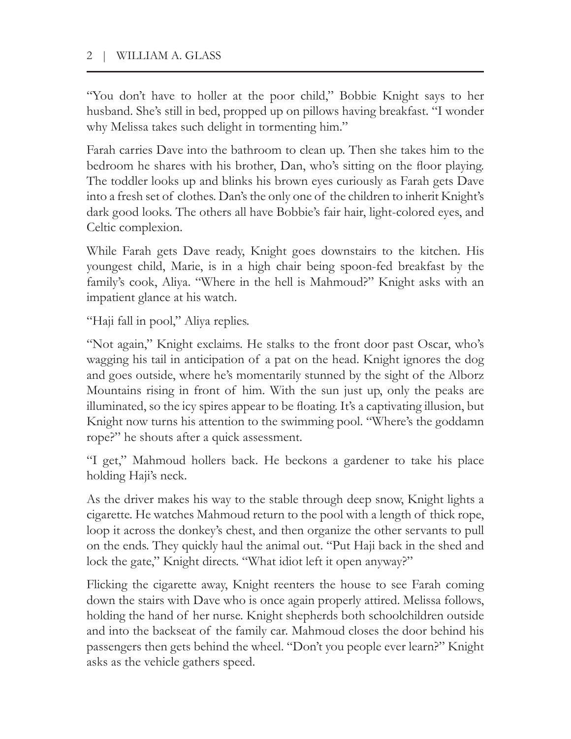"You don't have to holler at the poor child," Bobbie Knight says to her husband. She's still in bed, propped up on pillows having breakfast. "I wonder why Melissa takes such delight in tormenting him."

Farah carries Dave into the bathroom to clean up. Then she takes him to the bedroom he shares with his brother, Dan, who's sitting on the floor playing. The toddler looks up and blinks his brown eyes curiously as Farah gets Dave into a fresh set of clothes. Dan's the only one of the children to inherit Knight's dark good looks. The others all have Bobbie's fair hair, light-colored eyes, and Celtic complexion.

While Farah gets Dave ready, Knight goes downstairs to the kitchen. His youngest child, Marie, is in a high chair being spoon-fed breakfast by the family's cook, Aliya. "Where in the hell is Mahmoud?" Knight asks with an impatient glance at his watch.

"Haji fall in pool," Aliya replies.

"Not again," Knight exclaims. He stalks to the front door past Oscar, who's wagging his tail in anticipation of a pat on the head. Knight ignores the dog and goes outside, where he's momentarily stunned by the sight of the Alborz Mountains rising in front of him. With the sun just up, only the peaks are illuminated, so the icy spires appear to be floating. It's a captivating illusion, but Knight now turns his attention to the swimming pool. "Where's the goddamn rope?" he shouts after a quick assessment.

"I get," Mahmoud hollers back. He beckons a gardener to take his place holding Haji's neck.

As the driver makes his way to the stable through deep snow, Knight lights a cigarette. He watches Mahmoud return to the pool with a length of thick rope, loop it across the donkey's chest, and then organize the other servants to pull on the ends. They quickly haul the animal out. "Put Haji back in the shed and lock the gate," Knight directs. "What idiot left it open anyway?"

Flicking the cigarette away, Knight reenters the house to see Farah coming down the stairs with Dave who is once again properly attired. Melissa follows, holding the hand of her nurse. Knight shepherds both schoolchildren outside and into the backseat of the family car. Mahmoud closes the door behind his passengers then gets behind the wheel. "Don't you people ever learn?" Knight asks as the vehicle gathers speed.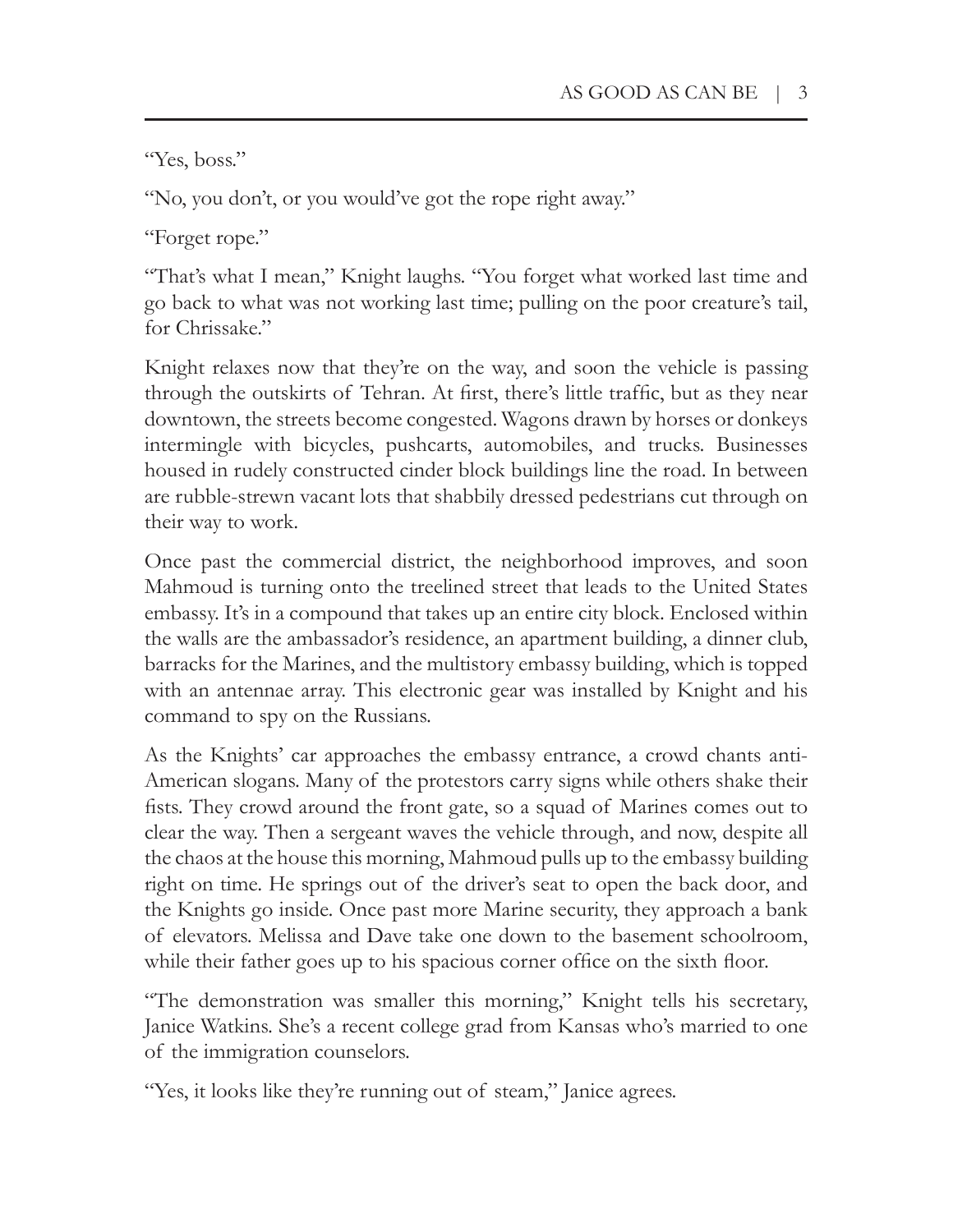"Yes, boss."

"No, you don't, or you would've got the rope right away."

"Forget rope."

"That's what I mean," Knight laughs. "You forget what worked last time and go back to what was not working last time; pulling on the poor creature's tail, for Chrissake."

Knight relaxes now that they're on the way, and soon the vehicle is passing through the outskirts of Tehran. At first, there's little traffic, but as they near downtown, the streets become congested. Wagons drawn by horses or donkeys intermingle with bicycles, pushcarts, automobiles, and trucks. Businesses housed in rudely constructed cinder block buildings line the road. In between are rubble-strewn vacant lots that shabbily dressed pedestrians cut through on their way to work.

Once past the commercial district, the neighborhood improves, and soon Mahmoud is turning onto the treelined street that leads to the United States embassy. It's in a compound that takes up an entire city block. Enclosed within the walls are the ambassador's residence, an apartment building, a dinner club, barracks for the Marines, and the multistory embassy building, which is topped with an antennae array. This electronic gear was installed by Knight and his command to spy on the Russians.

As the Knights' car approaches the embassy entrance, a crowd chants anti-American slogans. Many of the protestors carry signs while others shake their fists. They crowd around the front gate, so a squad of Marines comes out to clear the way. Then a sergeant waves the vehicle through, and now, despite all the chaos at the house this morning, Mahmoud pulls up to the embassy building right on time. He springs out of the driver's seat to open the back door, and the Knights go inside. Once past more Marine security, they approach a bank of elevators. Melissa and Dave take one down to the basement schoolroom, while their father goes up to his spacious corner office on the sixth floor.

"The demonstration was smaller this morning," Knight tells his secretary, Janice Watkins. She's a recent college grad from Kansas who's married to one of the immigration counselors.

"Yes, it looks like they're running out of steam," Janice agrees.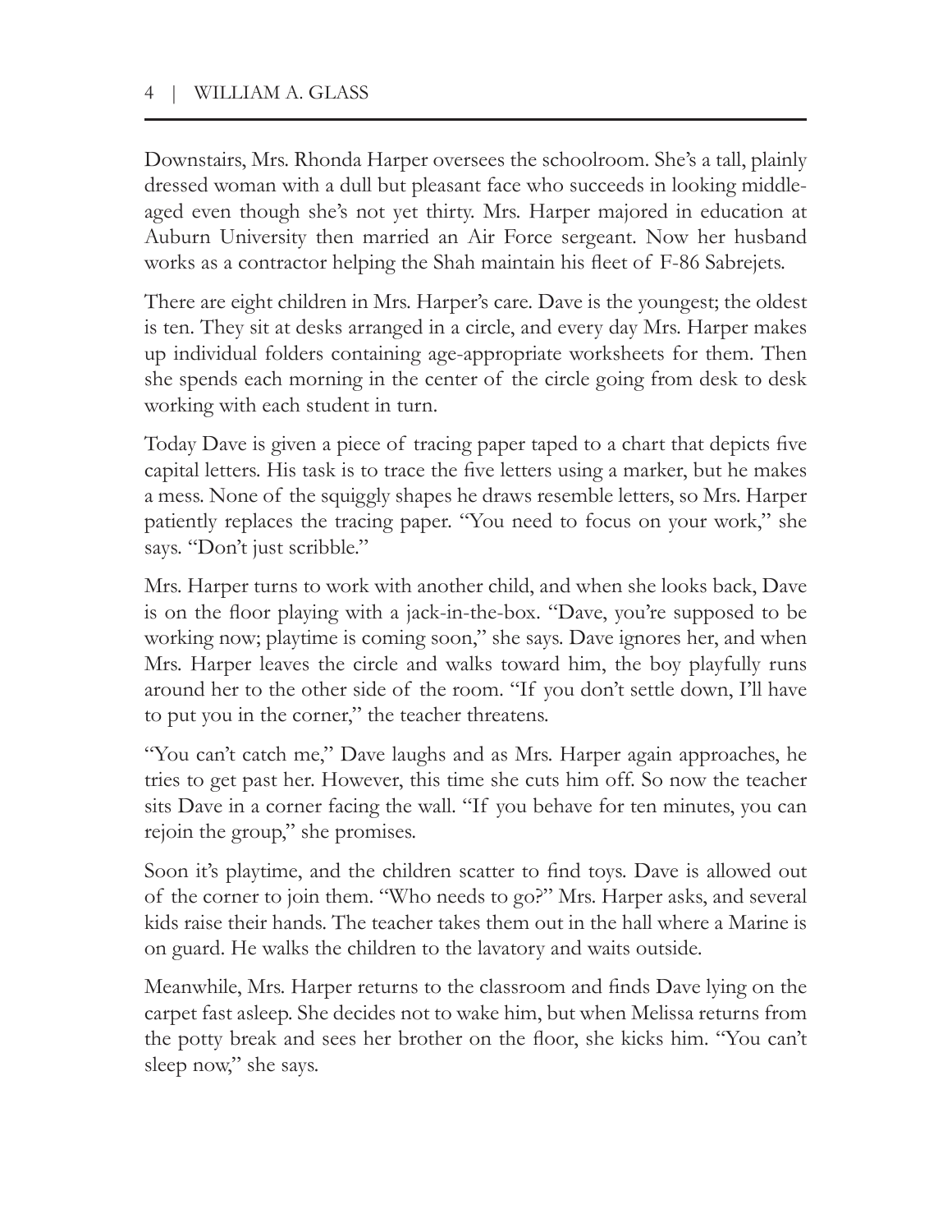Downstairs, Mrs. Rhonda Harper oversees the schoolroom. She's a tall, plainly dressed woman with a dull but pleasant face who succeeds in looking middle-aged even though she's not yet thirty. Mrs. Harper majored in education at Auburn University then married an Air Force sergeant. Now her husband works as a contractor helping the Shah maintain his fleet of F-86 Sabrejets.

There are eight children in Mrs. Harper's care. Dave is the youngest; the oldest is ten. They sit at desks arranged in a circle, and every day Mrs. Harper makes up individual folders containing age-appropriate worksheets for them. Then she spends each morning in the center of the circle going from desk to desk working with each student in turn.

Today Dave is given a piece of tracing paper taped to a chart that depicts five capital letters. His task is to trace the five letters using a marker, but he makes a mess. None of the squiggly shapes he draws resemble letters, so Mrs. Harper patiently replaces the tracing paper. "You need to focus on your work," she says. "Don't just scribble."

Mrs. Harper turns to work with another child, and when she looks back, Dave is on the floor playing with a jack-in-the-box. "Dave, you're supposed to be working now; playtime is coming soon," she says. Dave ignores her, and when Mrs. Harper leaves the circle and walks toward him, the boy playfully runs around her to the other side of the room. "If you don't settle down, I'll have to put you in the corner," the teacher threatens.

"You can't catch me," Dave laughs and as Mrs. Harper again approaches, he tries to get past her. However, this time she cuts him off. So now the teacher sits Dave in a corner facing the wall. "If you behave for ten minutes, you can rejoin the group," she promises.

Soon it's playtime, and the children scatter to find toys. Dave is allowed out of the corner to join them. "Who needs to go?" Mrs. Harper asks, and several kids raise their hands. The teacher takes them out in the hall where a Marine is on guard. He walks the children to the lavatory and waits outside.

Meanwhile, Mrs. Harper returns to the classroom and finds Dave lying on the carpet fast asleep. She decides not to wake him, but when Melissa returns from the potty break and sees her brother on the floor, she kicks him. "You can't sleep now," she says.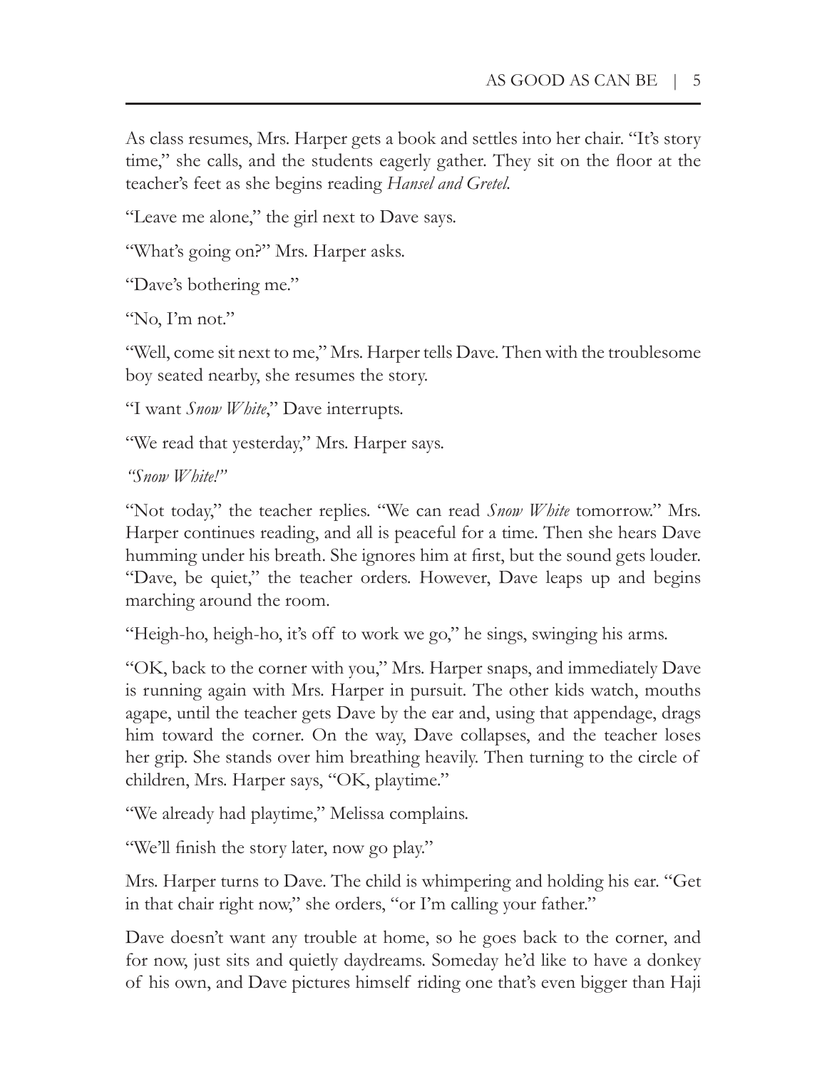As class resumes, Mrs. Harper gets a book and settles into her chair. "It's story time," she calls, and the students eagerly gather. They sit on the floor at the teacher's feet as she begins reading *Hansel and Gretel*.

"Leave me alone," the girl next to Dave says.

"What's going on?" Mrs. Harper asks.

"Dave's bothering me."

"No, I'm not."

"Well, come sit next to me," Mrs. Harper tells Dave. Then with the troublesome boy seated nearby, she resumes the story.

"I want *Snow White*," Dave interrupts.

"We read that yesterday," Mrs. Harper says.

*"Snow White!"*

"Not today," the teacher replies. "We can read *Snow White* tomorrow." Mrs. Harper continues reading, and all is peaceful for a time. Then she hears Dave humming under his breath. She ignores him at first, but the sound gets louder. "Dave, be quiet," the teacher orders. However, Dave leaps up and begins marching around the room.

"Heigh-ho, heigh-ho, it's off to work we go," he sings, swinging his arms.

"OK, back to the corner with you," Mrs. Harper snaps, and immediately Dave is running again with Mrs. Harper in pursuit. The other kids watch, mouths agape, until the teacher gets Dave by the ear and, using that appendage, drags him toward the corner. On the way, Dave collapses, and the teacher loses her grip. She stands over him breathing heavily. Then turning to the circle of children, Mrs. Harper says, "OK, playtime."

"We already had playtime," Melissa complains.

"We'll finish the story later, now go play."

Mrs. Harper turns to Dave. The child is whimpering and holding his ear. "Get in that chair right now," she orders, "or I'm calling your father."

Dave doesn't want any trouble at home, so he goes back to the corner, and for now, just sits and quietly daydreams. Someday he'd like to have a donkey of his own, and Dave pictures himself riding one that's even bigger than Haji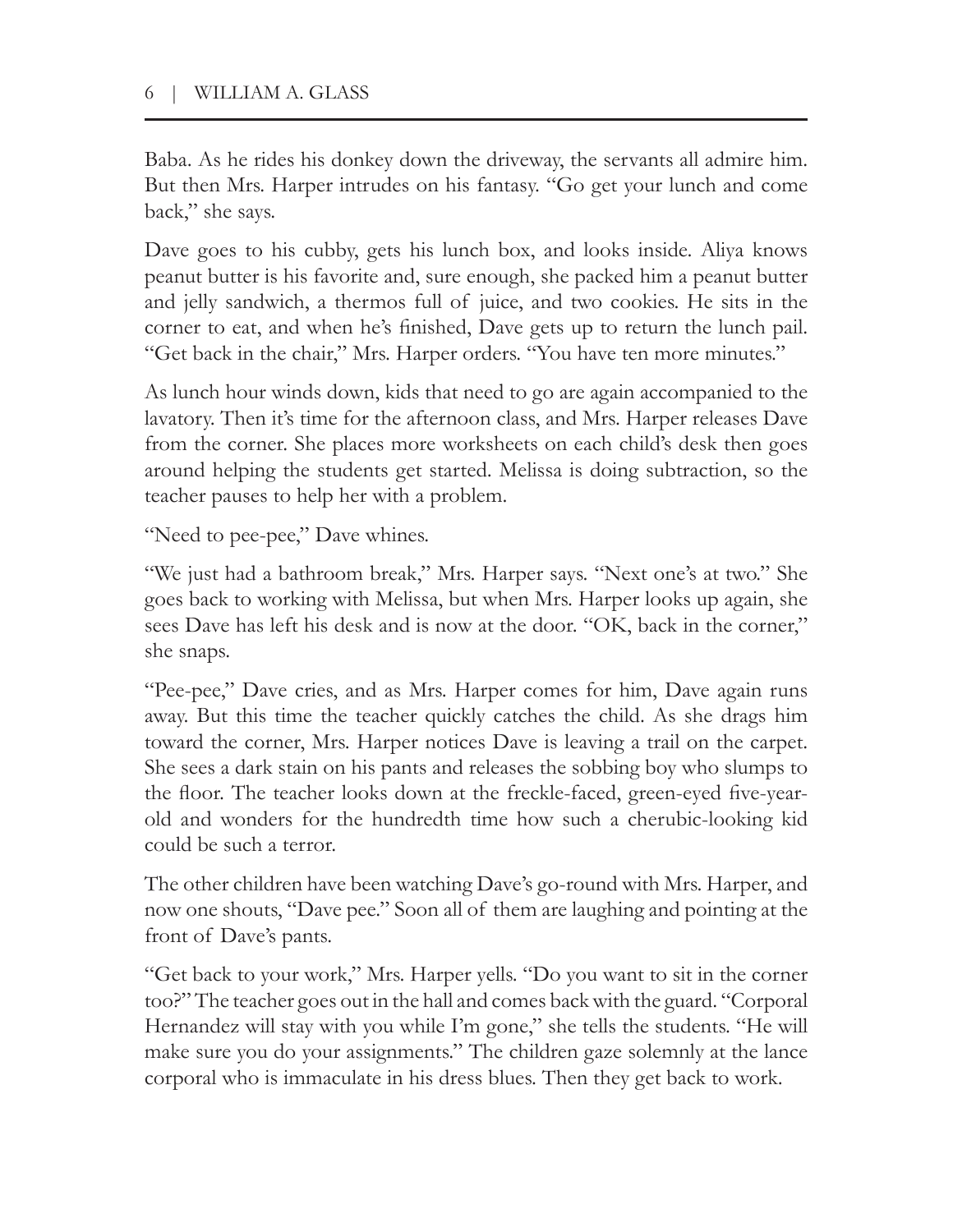Baba. As he rides his donkey down the driveway, the servants all admire him. But then Mrs. Harper intrudes on his fantasy. "Go get your lunch and come back," she says.

Dave goes to his cubby, gets his lunch box, and looks inside. Aliya knows peanut butter is his favorite and, sure enough, she packed him a peanut butter and jelly sandwich, a thermos full of juice, and two cookies. He sits in the corner to eat, and when he's finished, Dave gets up to return the lunch pail. "Get back in the chair," Mrs. Harper orders. "You have ten more minutes."

As lunch hour winds down, kids that need to go are again accompanied to the lavatory. Then it's time for the afternoon class, and Mrs. Harper releases Dave from the corner. She places more worksheets on each child's desk then goes around helping the students get started. Melissa is doing subtraction, so the teacher pauses to help her with a problem.

"Need to pee-pee," Dave whines.

"We just had a bathroom break," Mrs. Harper says. "Next one's at two." She goes back to working with Melissa, but when Mrs. Harper looks up again, she sees Dave has left his desk and is now at the door. "OK, back in the corner," she snaps.

"Pee-pee," Dave cries, and as Mrs. Harper comes for him, Dave again runs away. But this time the teacher quickly catches the child. As she drags him toward the corner, Mrs. Harper notices Dave is leaving a trail on the carpet. She sees a dark stain on his pants and releases the sobbing boy who slumps to the floor. The teacher looks down at the freckle-faced, green-eyed five-year-old and wonders for the hundredth time how such a cherubic-looking kid could be such a terror.

The other children have been watching Dave's go-round with Mrs. Harper, and now one shouts, "Dave pee." Soon all of them are laughing and pointing at the front of Dave's pants.

"Get back to your work," Mrs. Harper yells. "Do you want to sit in the corner too?" The teacher goes out in the hall and comes back with the guard. "Corporal Hernandez will stay with you while I'm gone," she tells the students. "He will make sure you do your assignments." The children gaze solemnly at the lance corporal who is immaculate in his dress blues. Then they get back to work.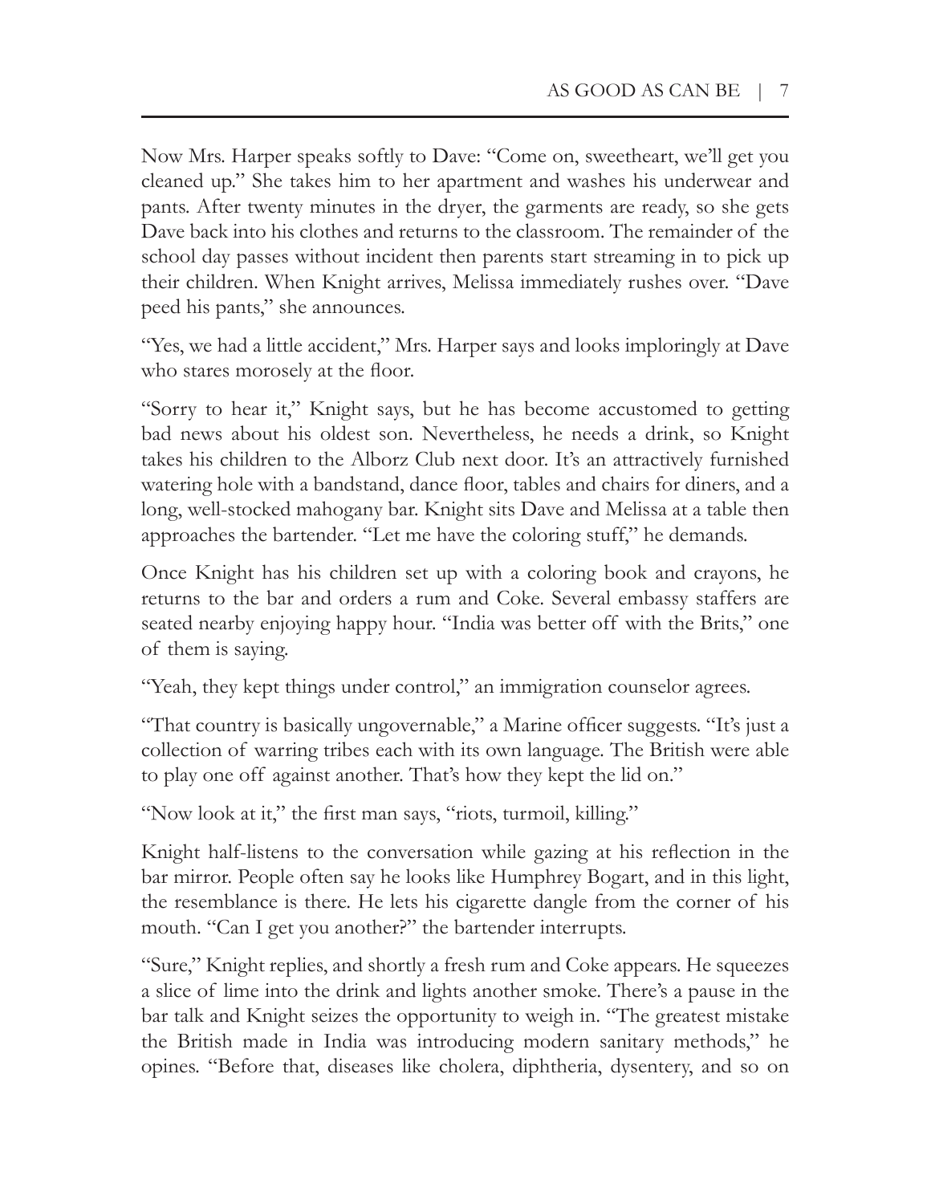Now Mrs. Harper speaks softly to Dave: "Come on, sweetheart, we'll get you cleaned up." She takes him to her apartment and washes his underwear and pants. After twenty minutes in the dryer, the garments are ready, so she gets Dave back into his clothes and returns to the classroom. The remainder of the school day passes without incident then parents start streaming in to pick up their children. When Knight arrives, Melissa immediately rushes over. "Dave peed his pants," she announces.

"Yes, we had a little accident," Mrs. Harper says and looks imploringly at Dave who stares morosely at the floor.

"Sorry to hear it," Knight says, but he has become accustomed to getting bad news about his oldest son. Nevertheless, he needs a drink, so Knight takes his children to the Alborz Club next door. It's an attractively furnished watering hole with a bandstand, dance floor, tables and chairs for diners, and a long, well-stocked mahogany bar. Knight sits Dave and Melissa at a table then approaches the bartender. "Let me have the coloring stuff," he demands.

Once Knight has his children set up with a coloring book and crayons, he returns to the bar and orders a rum and Coke. Several embassy staffers are seated nearby enjoying happy hour. "India was better off with the Brits," one of them is saying.

"Yeah, they kept things under control," an immigration counselor agrees.

"That country is basically ungovernable," a Marine officer suggests. "It's just a collection of warring tribes each with its own language. The British were able to play one off against another. That's how they kept the lid on."

"Now look at it," the first man says, "riots, turmoil, killing."

Knight half-listens to the conversation while gazing at his reflection in the bar mirror. People often say he looks like Humphrey Bogart, and in this light, the resemblance is there. He lets his cigarette dangle from the corner of his mouth. "Can I get you another?" the bartender interrupts.

"Sure," Knight replies, and shortly a fresh rum and Coke appears. He squeezes a slice of lime into the drink and lights another smoke. There's a pause in the bar talk and Knight seizes the opportunity to weigh in. "The greatest mistake the British made in India was introducing modern sanitary methods," he opines. "Before that, diseases like cholera, diphtheria, dysentery, and so on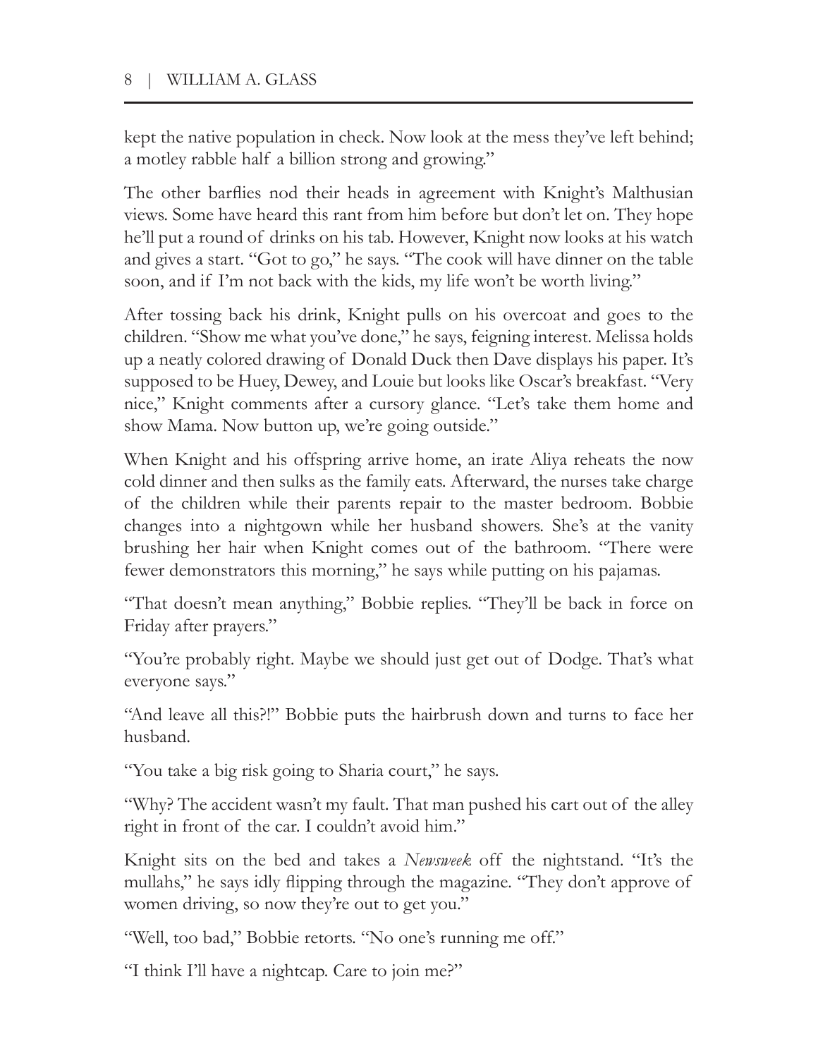kept the native population in check. Now look at the mess they've left behind; a motley rabble half a billion strong and growing."

The other barflies nod their heads in agreement with Knight's Malthusian views. Some have heard this rant from him before but don't let on. They hope he'll put a round of drinks on his tab. However, Knight now looks at his watch and gives a start. "Got to go," he says. "The cook will have dinner on the table soon, and if I'm not back with the kids, my life won't be worth living."

After tossing back his drink, Knight pulls on his overcoat and goes to the children. "Show me what you've done," he says, feigning interest. Melissa holds up a neatly colored drawing of Donald Duck then Dave displays his paper. It's supposed to be Huey, Dewey, and Louie but looks like Oscar's breakfast. "Very nice," Knight comments after a cursory glance. "Let's take them home and show Mama. Now button up, we're going outside."

When Knight and his offspring arrive home, an irate Aliya reheats the now cold dinner and then sulks as the family eats. Afterward, the nurses take charge of the children while their parents repair to the master bedroom. Bobbie changes into a nightgown while her husband showers. She's at the vanity brushing her hair when Knight comes out of the bathroom. "There were fewer demonstrators this morning," he says while putting on his pajamas.

"That doesn't mean anything," Bobbie replies. "They'll be back in force on Friday after prayers."

"You're probably right. Maybe we should just get out of Dodge. That's what everyone says."

"And leave all this?!" Bobbie puts the hairbrush down and turns to face her husband.

"You take a big risk going to Sharia court," he says.

"Why? The accident wasn't my fault. That man pushed his cart out of the alley right in front of the car. I couldn't avoid him."

Knight sits on the bed and takes a *Newsweek* off the nightstand. "It's the mullahs," he says idly flipping through the magazine. "They don't approve of women driving, so now they're out to get you."

"Well, too bad," Bobbie retorts. "No one's running me off."

"I think I'll have a nightcap. Care to join me?"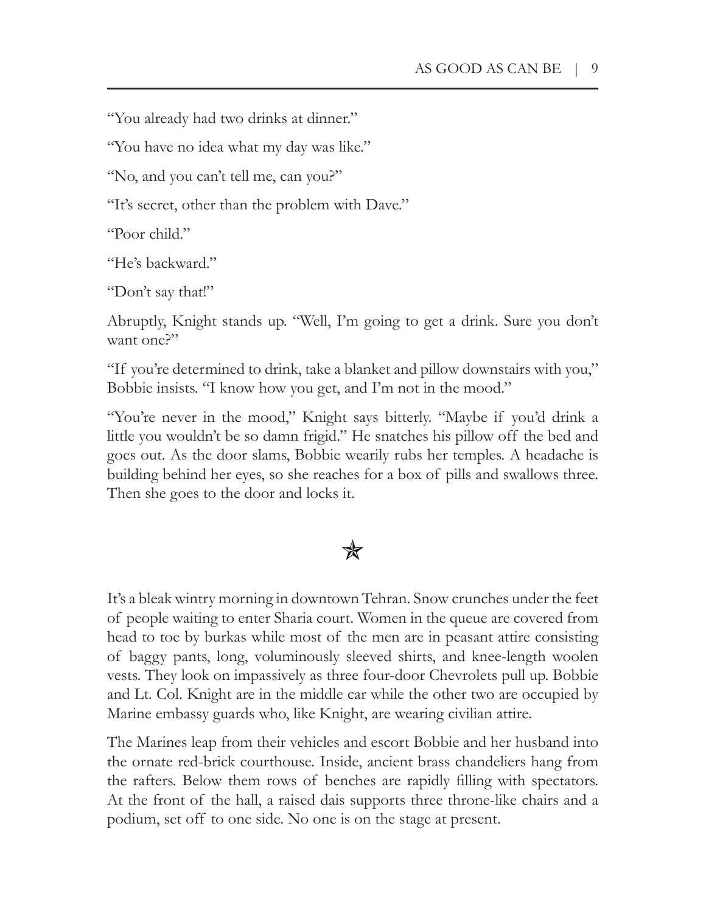"You already had two drinks at dinner."

"You have no idea what my day was like."

"No, and you can't tell me, can you?"

"It's secret, other than the problem with Dave."

"Poor child."

"He's backward."

"Don't say that!"

Abruptly, Knight stands up. "Well, I'm going to get a drink. Sure you don't want one?"

"If you're determined to drink, take a blanket and pillow downstairs with you," Bobbie insists. "I know how you get, and I'm not in the mood."

"You're never in the mood," Knight says bitterly. "Maybe if you'd drink a little you wouldn't be so damn frigid." He snatches his pillow off the bed and goes out. As the door slams, Bobbie wearily rubs her temples. A headache is building behind her eyes, so she reaches for a box of pills and swallows three. Then she goes to the door and locks it.

✯

It's a bleak wintry morning in downtown Tehran. Snow crunches under the feet of people waiting to enter Sharia court. Women in the queue are covered from head to toe by burkas while most of the men are in peasant attire consisting of baggy pants, long, voluminously sleeved shirts, and knee-length woolen vests. They look on impassively as three four-door Chevrolets pull up. Bobbie and Lt. Col. Knight are in the middle car while the other two are occupied by Marine embassy guards who, like Knight, are wearing civilian attire.

The Marines leap from their vehicles and escort Bobbie and her husband into the ornate red-brick courthouse. Inside, ancient brass chandeliers hang from the rafters. Below them rows of benches are rapidly filling with spectators. At the front of the hall, a raised dais supports three throne-like chairs and a podium, set off to one side. No one is on the stage at present.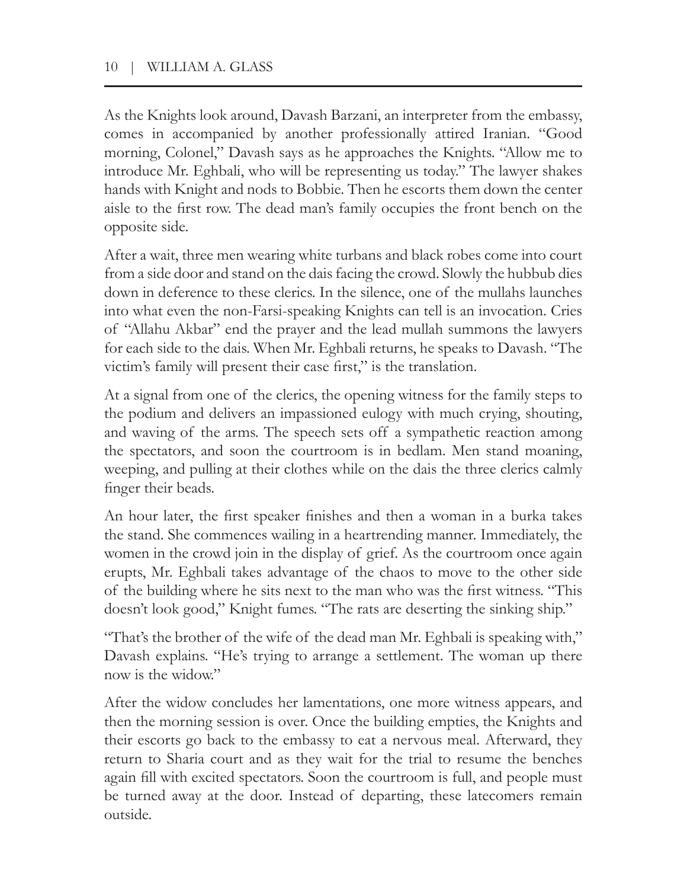As the Knights look around, Davash Barzani, an interpreter from the embassy, comes in accompanied by another professionally attired Iranian. "Good morning, Colonel," Davash says as he approaches the Knights. "Allow me to introduce Mr. Eghbali, who will be representing us today." The lawyer shakes hands with Knight and nods to Bobbie. Then he escorts them down the center aisle to the first row. The dead man's family occupies the front bench on the opposite side.

After a wait, three men wearing white turbans and black robes come into court from a side door and stand on the dais facing the crowd. Slowly the hubbub dies down in deference to these clerics. In the silence, one of the mullahs launches into what even the non-Farsi-speaking Knights can tell is an invocation. Cries of "Allahu Akbar" end the prayer and the lead mullah summons the lawyers for each side to the dais. When Mr. Eghbali returns, he speaks to Davash. "The victim's family will present their case first," is the translation.

At a signal from one of the clerics, the opening witness for the family steps to the podium and delivers an impassioned eulogy with much crying, shouting, and waving of the arms. The speech sets off a sympathetic reaction among the spectators, and soon the courtroom is in bedlam. Men stand moaning, weeping, and pulling at their clothes while on the dais the three clerics calmly finger their beads.

An hour later, the first speaker finishes and then a woman in a burka takes the stand. She commences wailing in a heartrending manner. Immediately, the women in the crowd join in the display of grief. As the courtroom once again erupts, Mr. Eghbali takes advantage of the chaos to move to the other side of the building where he sits next to the man who was the first witness. "This doesn't look good," Knight fumes. "The rats are deserting the sinking ship."

"That's the brother of the wife of the dead man Mr. Eghbali is speaking with," Davash explains. "He's trying to arrange a settlement. The woman up there now is the widow."

After the widow concludes her lamentations, one more witness appears, and then the morning session is over. Once the building empties, the Knights and their escorts go back to the embassy to eat a nervous meal. Afterward, they return to Sharia court and as they wait for the trial to resume the benches again fill with excited spectators. Soon the courtroom is full, and people must be turned away at the door. Instead of departing, these latecomers remain outside.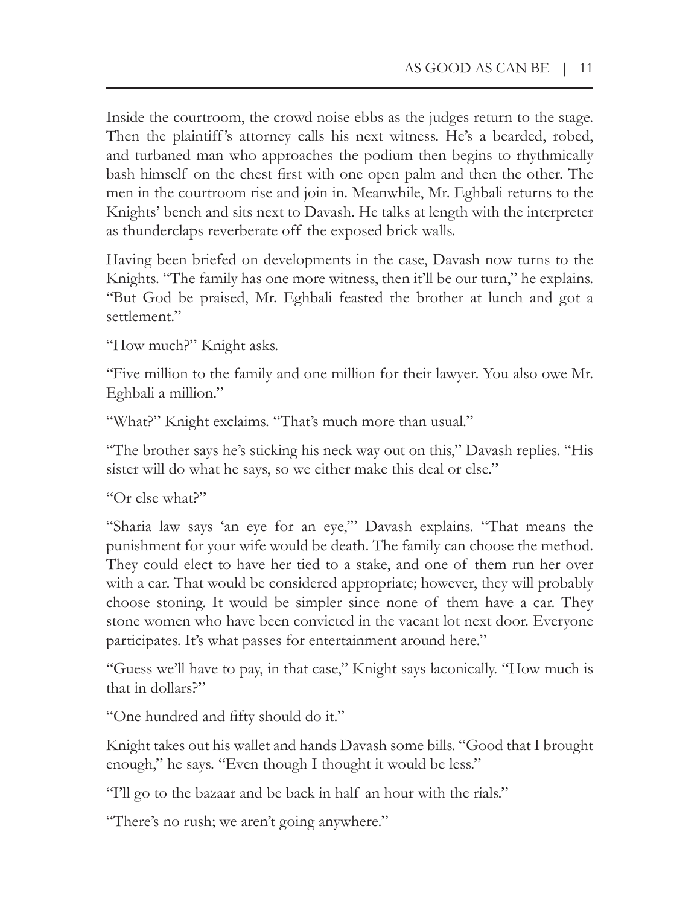Inside the courtroom, the crowd noise ebbs as the judges return to the stage. Then the plaintiff's attorney calls his next witness. He's a bearded, robed, and turbaned man who approaches the podium then begins to rhythmically bash himself on the chest first with one open palm and then the other. The men in the courtroom rise and join in. Meanwhile, Mr. Eghbali returns to the Knights' bench and sits next to Davash. He talks at length with the interpreter as thunderclaps reverberate off the exposed brick walls.

Having been briefed on developments in the case, Davash now turns to the Knights. "The family has one more witness, then it'll be our turn," he explains. "But God be praised, Mr. Eghbali feasted the brother at lunch and got a settlement."

"How much?" Knight asks.

"Five million to the family and one million for their lawyer. You also owe Mr. Eghbali a million."

"What?" Knight exclaims. "That's much more than usual."

"The brother says he's sticking his neck way out on this," Davash replies. "His sister will do what he says, so we either make this deal or else."

"Or else what?"

"Sharia law says 'an eye for an eye,'" Davash explains. "That means the punishment for your wife would be death. The family can choose the method. They could elect to have her tied to a stake, and one of them run her over with a car. That would be considered appropriate; however, they will probably choose stoning. It would be simpler since none of them have a car. They stone women who have been convicted in the vacant lot next door. Everyone participates. It's what passes for entertainment around here."

"Guess we'll have to pay, in that case," Knight says laconically. "How much is that in dollars?"

"One hundred and fifty should do it."

Knight takes out his wallet and hands Davash some bills. "Good that I brought enough," he says. "Even though I thought it would be less."

"I'll go to the bazaar and be back in half an hour with the rials."

"There's no rush; we aren't going anywhere."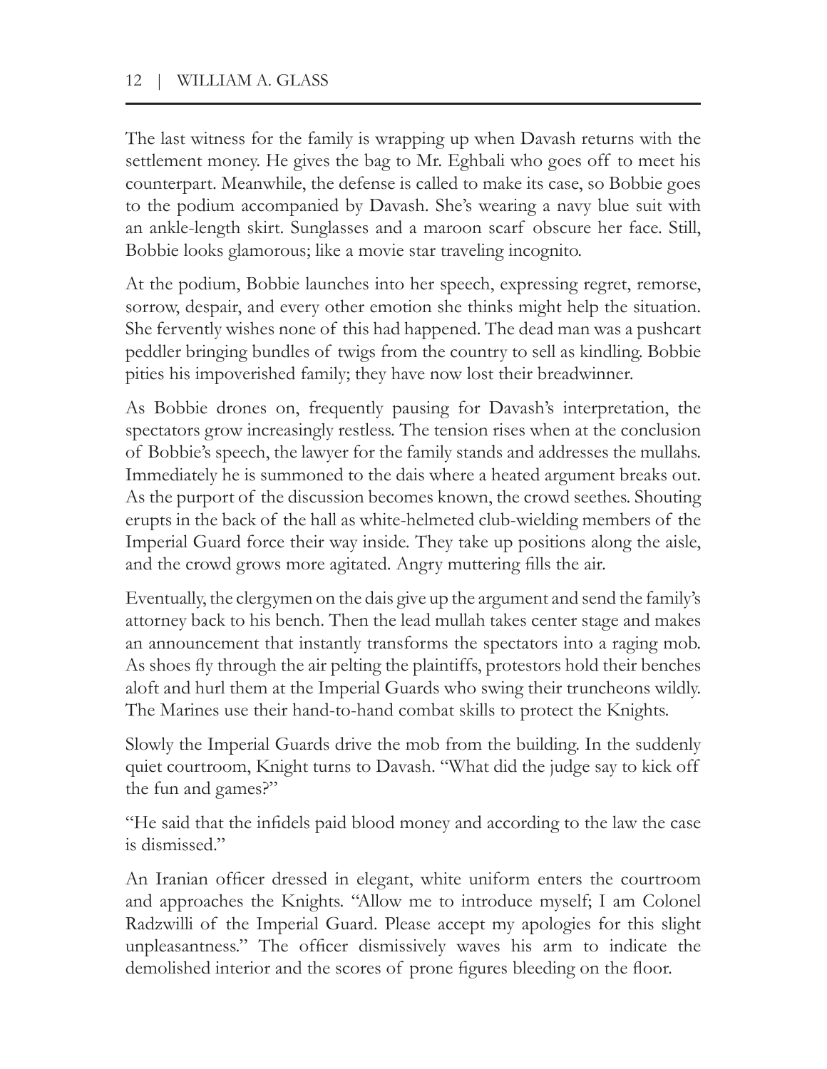The last witness for the family is wrapping up when Davash returns with the settlement money. He gives the bag to Mr. Eghbali who goes off to meet his counterpart. Meanwhile, the defense is called to make its case, so Bobbie goes to the podium accompanied by Davash. She's wearing a navy blue suit with an ankle-length skirt. Sunglasses and a maroon scarf obscure her face. Still, Bobbie looks glamorous; like a movie star traveling incognito.

At the podium, Bobbie launches into her speech, expressing regret, remorse, sorrow, despair, and every other emotion she thinks might help the situation. She fervently wishes none of this had happened. The dead man was a pushcart peddler bringing bundles of twigs from the country to sell as kindling. Bobbie pities his impoverished family; they have now lost their breadwinner.

As Bobbie drones on, frequently pausing for Davash's interpretation, the spectators grow increasingly restless. The tension rises when at the conclusion of Bobbie's speech, the lawyer for the family stands and addresses the mullahs. Immediately he is summoned to the dais where a heated argument breaks out. As the purport of the discussion becomes known, the crowd seethes. Shouting erupts in the back of the hall as white-helmeted club-wielding members of the Imperial Guard force their way inside. They take up positions along the aisle, and the crowd grows more agitated. Angry muttering fills the air.

Eventually, the clergymen on the dais give up the argument and send the family's attorney back to his bench. Then the lead mullah takes center stage and makes an announcement that instantly transforms the spectators into a raging mob. As shoes fly through the air pelting the plaintiffs, protestors hold their benches aloft and hurl them at the Imperial Guards who swing their truncheons wildly. The Marines use their hand-to-hand combat skills to protect the Knights.

Slowly the Imperial Guards drive the mob from the building. In the suddenly quiet courtroom, Knight turns to Davash. "What did the judge say to kick off the fun and games?"

"He said that the infidels paid blood money and according to the law the case is dismissed."

An Iranian officer dressed in elegant, white uniform enters the courtroom and approaches the Knights. "Allow me to introduce myself; I am Colonel Radzwilli of the Imperial Guard. Please accept my apologies for this slight unpleasantness." The officer dismissively waves his arm to indicate the demolished interior and the scores of prone figures bleeding on the floor.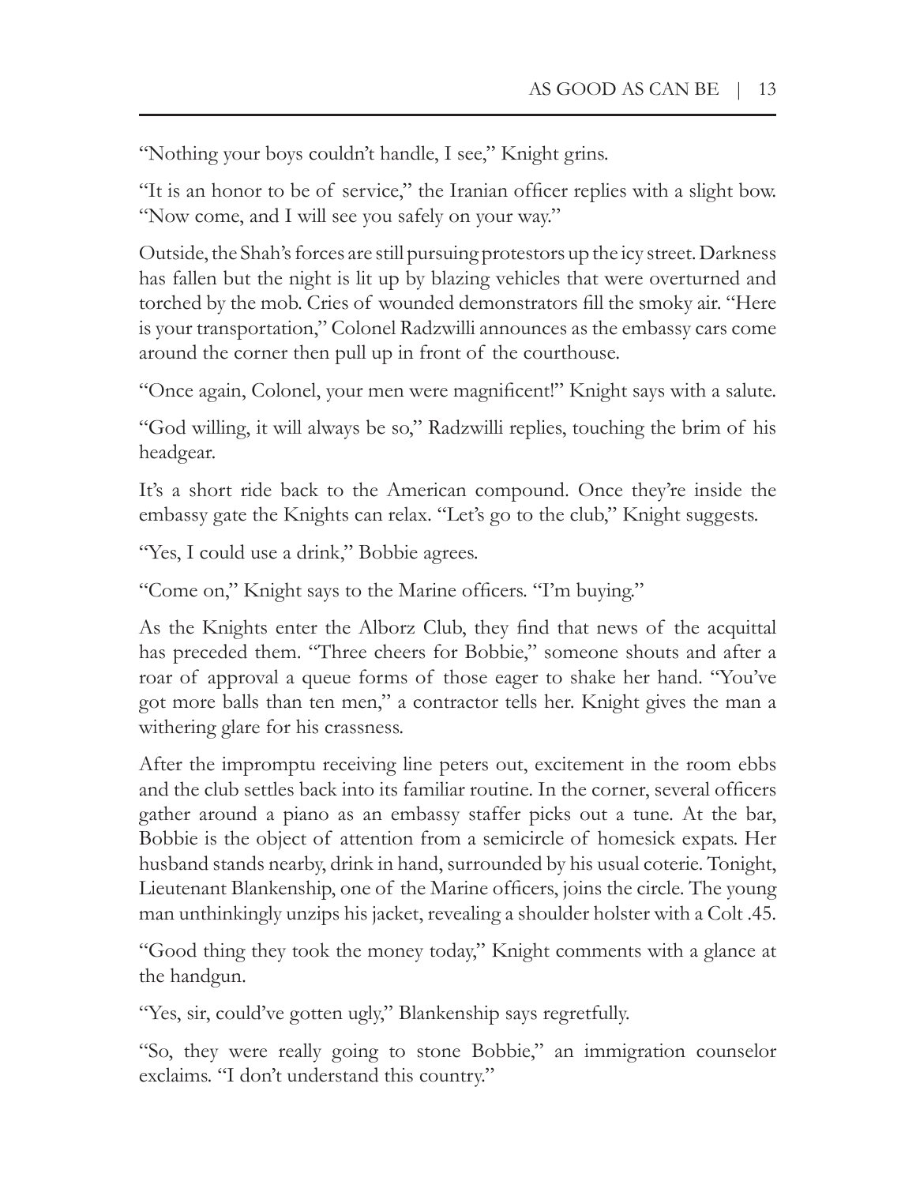"Nothing your boys couldn't handle, I see," Knight grins.

"It is an honor to be of service," the Iranian officer replies with a slight bow. "Now come, and I will see you safely on your way."

Outside, the Shah's forces are still pursuing protestors up the icy street. Darkness has fallen but the night is lit up by blazing vehicles that were overturned and torched by the mob. Cries of wounded demonstrators fill the smoky air. "Here is your transportation," Colonel Radzwilli announces as the embassy cars come around the corner then pull up in front of the courthouse.

"Once again, Colonel, your men were magnificent!" Knight says with a salute.

"God willing, it will always be so," Radzwilli replies, touching the brim of his headgear.

It's a short ride back to the American compound. Once they're inside the embassy gate the Knights can relax. "Let's go to the club," Knight suggests.

"Yes, I could use a drink," Bobbie agrees.

"Come on," Knight says to the Marine officers. "I'm buying."

As the Knights enter the Alborz Club, they find that news of the acquittal has preceded them. "Three cheers for Bobbie," someone shouts and after a roar of approval a queue forms of those eager to shake her hand. "You've got more balls than ten men," a contractor tells her. Knight gives the man a withering glare for his crassness.

After the impromptu receiving line peters out, excitement in the room ebbs and the club settles back into its familiar routine. In the corner, several officers gather around a piano as an embassy staffer picks out a tune. At the bar, Bobbie is the object of attention from a semicircle of homesick expats. Her husband stands nearby, drink in hand, surrounded by his usual coterie. Tonight, Lieutenant Blankenship, one of the Marine officers, joins the circle. The young man unthinkingly unzips his jacket, revealing a shoulder holster with a Colt .45.

"Good thing they took the money today," Knight comments with a glance at the handgun.

"Yes, sir, could've gotten ugly," Blankenship says regretfully.

"So, they were really going to stone Bobbie," an immigration counselor exclaims. "I don't understand this country."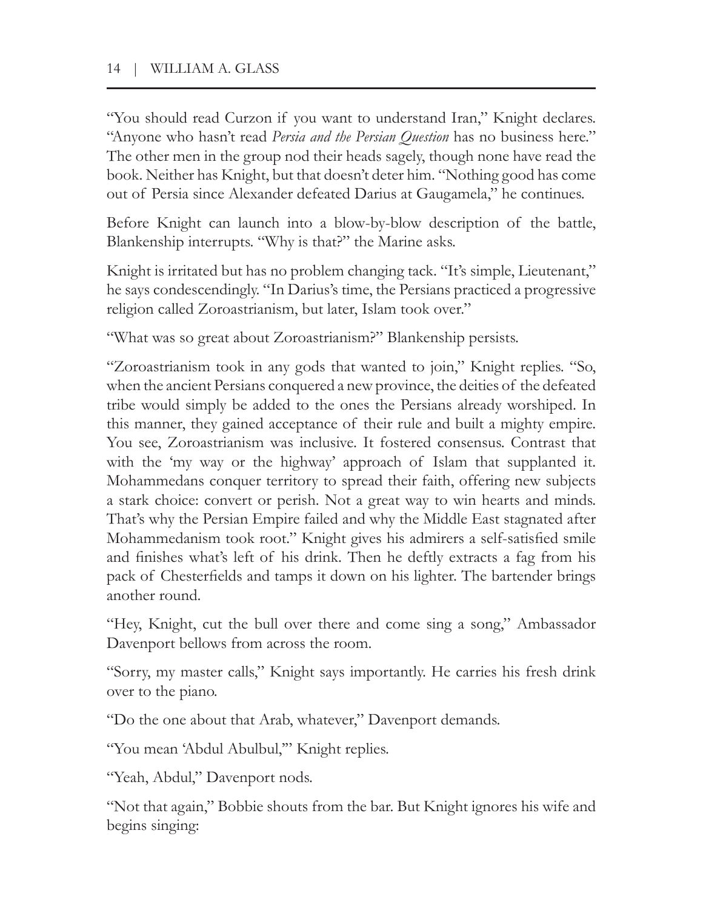"You should read Curzon if you want to understand Iran," Knight declares. "Anyone who hasn't read *Persia and the Persian Question* has no business here." The other men in the group nod their heads sagely, though none have read the book. Neither has Knight, but that doesn't deter him. "Nothing good has come out of Persia since Alexander defeated Darius at Gaugamela," he continues.

Before Knight can launch into a blow-by-blow description of the battle, Blankenship interrupts. "Why is that?" the Marine asks.

Knight is irritated but has no problem changing tack. "It's simple, Lieutenant," he says condescendingly. "In Darius's time, the Persians practiced a progressive religion called Zoroastrianism, but later, Islam took over."

"What was so great about Zoroastrianism?" Blankenship persists.

"Zoroastrianism took in any gods that wanted to join," Knight replies. "So, when the ancient Persians conquered a new province, the deities of the defeated tribe would simply be added to the ones the Persians already worshiped. In this manner, they gained acceptance of their rule and built a mighty empire. You see, Zoroastrianism was inclusive. It fostered consensus. Contrast that with the 'my way or the highway' approach of Islam that supplanted it. Mohammedans conquer territory to spread their faith, offering new subjects a stark choice: convert or perish. Not a great way to win hearts and minds. That's why the Persian Empire failed and why the Middle East stagnated after Mohammedanism took root." Knight gives his admirers a self-satisfied smile and finishes what's left of his drink. Then he deftly extracts a fag from his pack of Chesterfields and tamps it down on his lighter. The bartender brings another round.

"Hey, Knight, cut the bull over there and come sing a song," Ambassador Davenport bellows from across the room.

"Sorry, my master calls," Knight says importantly. He carries his fresh drink over to the piano.

"Do the one about that Arab, whatever," Davenport demands.

"You mean 'Abdul Abulbul,'" Knight replies.

"Yeah, Abdul," Davenport nods.

"Not that again," Bobbie shouts from the bar. But Knight ignores his wife and begins singing: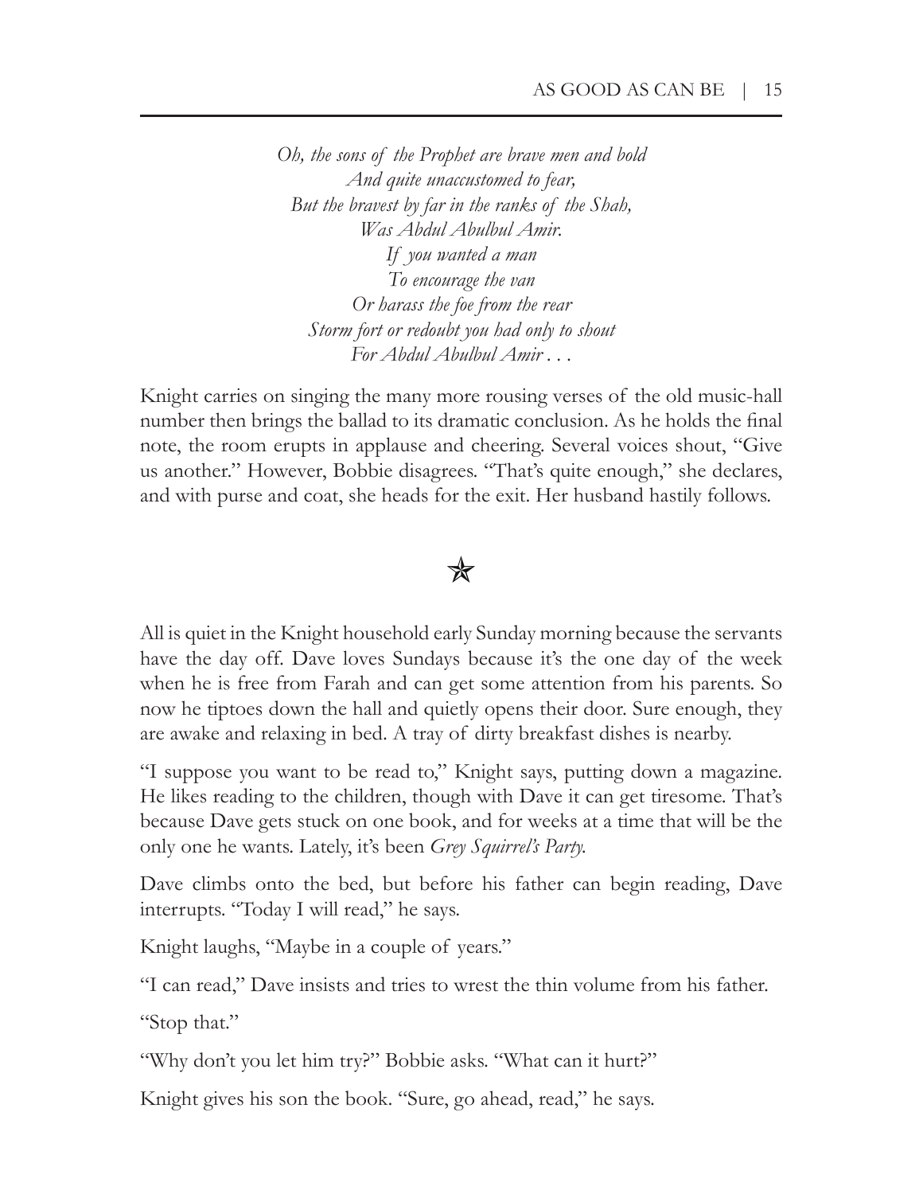*Oh, the sons of the Prophet are brave men and bold*
*And quite unaccustomed to fear,*
*But the bravest by far in the ranks of the Shah,*
*Was Abdul Abulbul Amir.*
*If you wanted a man*
*To encourage the van*
*Or harass the foe from the rear*
*Storm fort or redoubt you had only to shout*
*For Abdul Abulbul Amir . . .*

Knight carries on singing the many more rousing verses of the old music-hall number then brings the ballad to its dramatic conclusion. As he holds the final note, the room erupts in applause and cheering. Several voices shout, "Give us another." However, Bobbie disagrees. "That's quite enough," she declares, and with purse and coat, she heads for the exit. Her husband hastily follows.

✯

All is quiet in the Knight household early Sunday morning because the servants have the day off. Dave loves Sundays because it's the one day of the week when he is free from Farah and can get some attention from his parents. So now he tiptoes down the hall and quietly opens their door. Sure enough, they are awake and relaxing in bed. A tray of dirty breakfast dishes is nearby.

"I suppose you want to be read to," Knight says, putting down a magazine. He likes reading to the children, though with Dave it can get tiresome. That's because Dave gets stuck on one book, and for weeks at a time that will be the only one he wants. Lately, it's been *Grey Squirrel's Party.*

Dave climbs onto the bed, but before his father can begin reading, Dave interrupts. "Today I will read," he says.

Knight laughs, "Maybe in a couple of years."

"I can read," Dave insists and tries to wrest the thin volume from his father.

"Stop that."

"Why don't you let him try?" Bobbie asks. "What can it hurt?"

Knight gives his son the book. "Sure, go ahead, read," he says.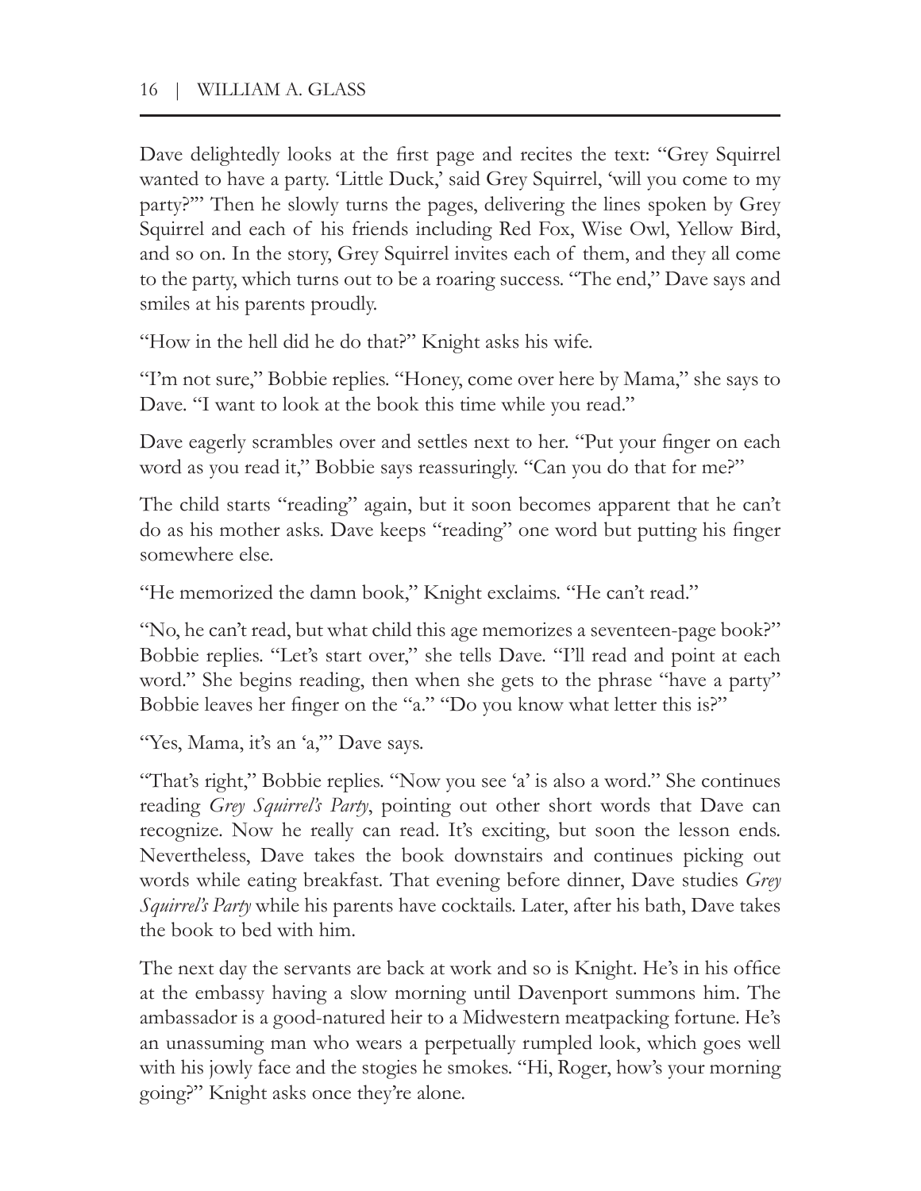Dave delightedly looks at the first page and recites the text: "Grey Squirrel wanted to have a party. 'Little Duck,' said Grey Squirrel, 'will you come to my party?'" Then he slowly turns the pages, delivering the lines spoken by Grey Squirrel and each of his friends including Red Fox, Wise Owl, Yellow Bird, and so on. In the story, Grey Squirrel invites each of them, and they all come to the party, which turns out to be a roaring success. "The end," Dave says and smiles at his parents proudly.

"How in the hell did he do that?" Knight asks his wife.

"I'm not sure," Bobbie replies. "Honey, come over here by Mama," she says to Dave. "I want to look at the book this time while you read."

Dave eagerly scrambles over and settles next to her. "Put your finger on each word as you read it," Bobbie says reassuringly. "Can you do that for me?"

The child starts "reading" again, but it soon becomes apparent that he can't do as his mother asks. Dave keeps "reading" one word but putting his finger somewhere else.

"He memorized the damn book," Knight exclaims. "He can't read."

"No, he can't read, but what child this age memorizes a seventeen-page book?" Bobbie replies. "Let's start over," she tells Dave. "I'll read and point at each word." She begins reading, then when she gets to the phrase "have a party" Bobbie leaves her finger on the "a." "Do you know what letter this is?"

"Yes, Mama, it's an 'a,'" Dave says.

"That's right," Bobbie replies. "Now you see 'a' is also a word." She continues reading *Grey Squirrel's Party*, pointing out other short words that Dave can recognize. Now he really can read. It's exciting, but soon the lesson ends. Nevertheless, Dave takes the book downstairs and continues picking out words while eating breakfast. That evening before dinner, Dave studies *Grey Squirrel's Party* while his parents have cocktails. Later, after his bath, Dave takes the book to bed with him.

The next day the servants are back at work and so is Knight. He's in his office at the embassy having a slow morning until Davenport summons him. The ambassador is a good-natured heir to a Midwestern meatpacking fortune. He's an unassuming man who wears a perpetually rumpled look, which goes well with his jowly face and the stogies he smokes. "Hi, Roger, how's your morning going?" Knight asks once they're alone.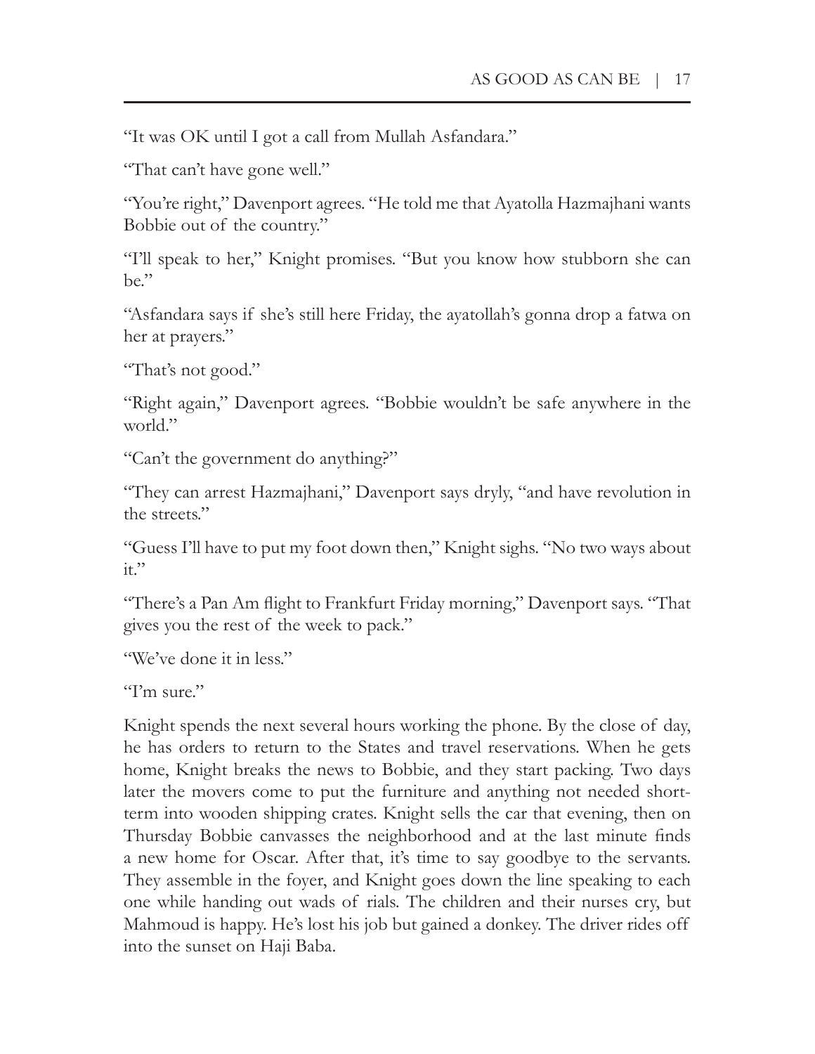"It was OK until I got a call from Mullah Asfandara."

"That can't have gone well."

"You're right," Davenport agrees. "He told me that Ayatolla Hazmajhani wants Bobbie out of the country."

"I'll speak to her," Knight promises. "But you know how stubborn she can be."

"Asfandara says if she's still here Friday, the ayatollah's gonna drop a fatwa on her at prayers."

"That's not good."

"Right again," Davenport agrees. "Bobbie wouldn't be safe anywhere in the world."

"Can't the government do anything?"

"They can arrest Hazmajhani," Davenport says dryly, "and have revolution in the streets."

"Guess I'll have to put my foot down then," Knight sighs. "No two ways about it."

"There's a Pan Am flight to Frankfurt Friday morning," Davenport says. "That gives you the rest of the week to pack."

"We've done it in less."

"I'm sure."

Knight spends the next several hours working the phone. By the close of day, he has orders to return to the States and travel reservations. When he gets home, Knight breaks the news to Bobbie, and they start packing. Two days later the movers come to put the furniture and anything not needed short-term into wooden shipping crates. Knight sells the car that evening, then on Thursday Bobbie canvasses the neighborhood and at the last minute finds a new home for Oscar. After that, it's time to say goodbye to the servants. They assemble in the foyer, and Knight goes down the line speaking to each one while handing out wads of rials. The children and their nurses cry, but Mahmoud is happy. He's lost his job but gained a donkey. The driver rides off into the sunset on Haji Baba.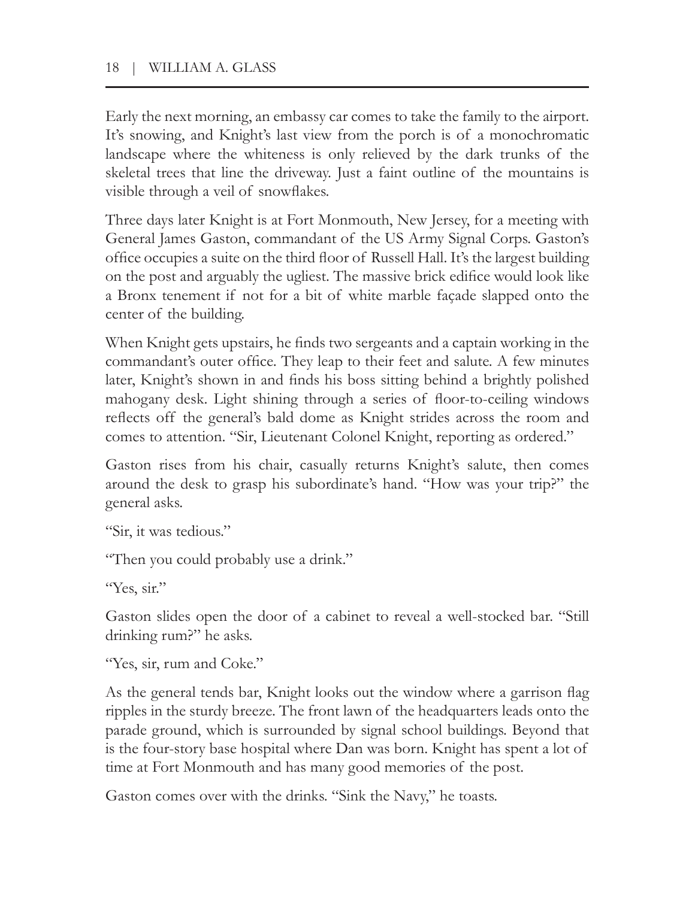Early the next morning, an embassy car comes to take the family to the airport. It's snowing, and Knight's last view from the porch is of a monochromatic landscape where the whiteness is only relieved by the dark trunks of the skeletal trees that line the driveway. Just a faint outline of the mountains is visible through a veil of snowflakes.

Three days later Knight is at Fort Monmouth, New Jersey, for a meeting with General James Gaston, commandant of the US Army Signal Corps. Gaston's office occupies a suite on the third floor of Russell Hall. It's the largest building on the post and arguably the ugliest. The massive brick edifice would look like a Bronx tenement if not for a bit of white marble façade slapped onto the center of the building.

When Knight gets upstairs, he finds two sergeants and a captain working in the commandant's outer office. They leap to their feet and salute. A few minutes later, Knight's shown in and finds his boss sitting behind a brightly polished mahogany desk. Light shining through a series of floor-to-ceiling windows reflects off the general's bald dome as Knight strides across the room and comes to attention. "Sir, Lieutenant Colonel Knight, reporting as ordered."

Gaston rises from his chair, casually returns Knight's salute, then comes around the desk to grasp his subordinate's hand. "How was your trip?" the general asks.

"Sir, it was tedious."

"Then you could probably use a drink."

"Yes, sir."

Gaston slides open the door of a cabinet to reveal a well-stocked bar. "Still drinking rum?" he asks.

"Yes, sir, rum and Coke."

As the general tends bar, Knight looks out the window where a garrison flag ripples in the sturdy breeze. The front lawn of the headquarters leads onto the parade ground, which is surrounded by signal school buildings. Beyond that is the four-story base hospital where Dan was born. Knight has spent a lot of time at Fort Monmouth and has many good memories of the post.

Gaston comes over with the drinks. "Sink the Navy," he toasts.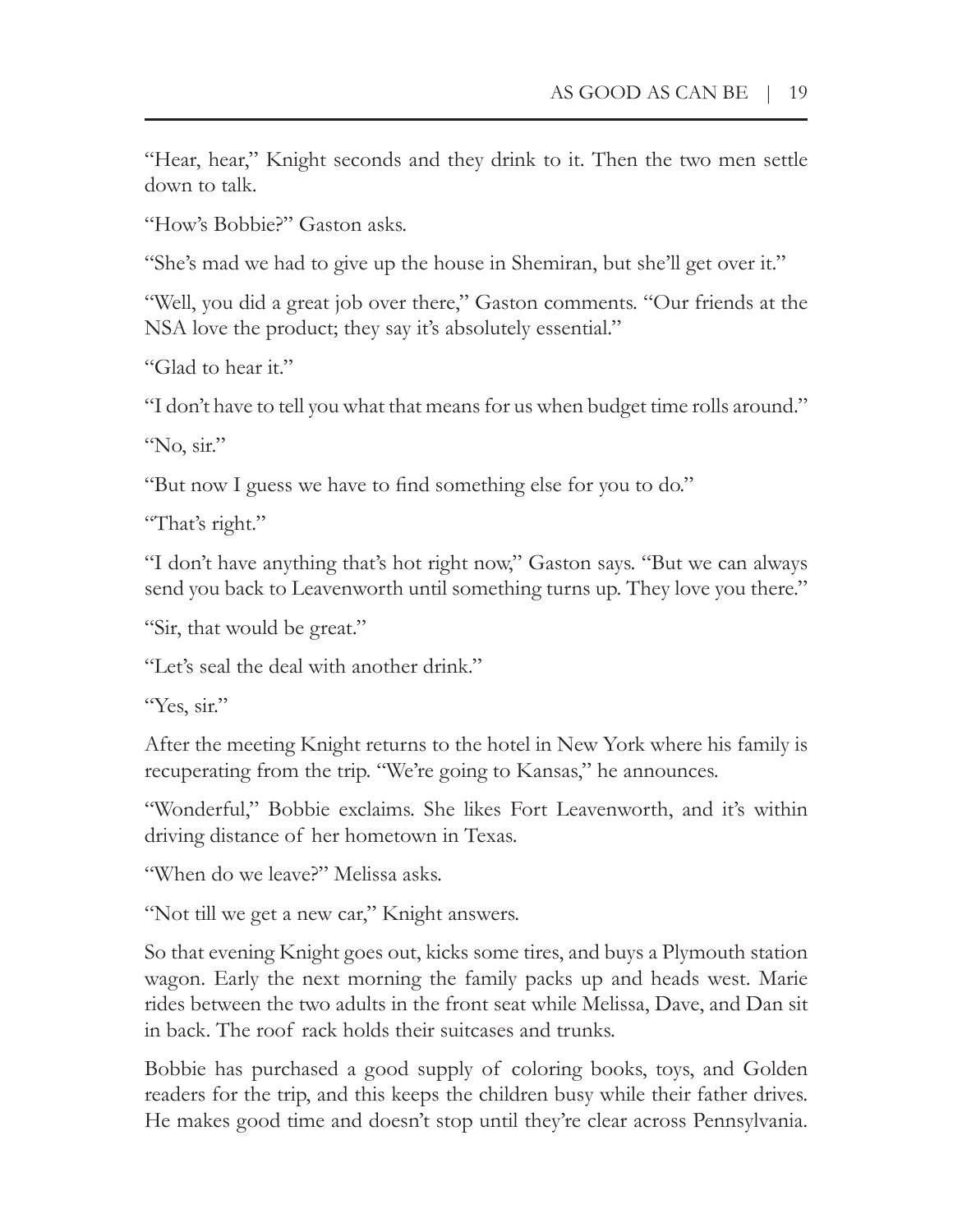"Hear, hear," Knight seconds and they drink to it. Then the two men settle down to talk.

"How's Bobbie?" Gaston asks.

"She's mad we had to give up the house in Shemiran, but she'll get over it."

"Well, you did a great job over there," Gaston comments. "Our friends at the NSA love the product; they say it's absolutely essential."

"Glad to hear it."

"I don't have to tell you what that means for us when budget time rolls around."

"No, sir."

"But now I guess we have to find something else for you to do."

"That's right."

"I don't have anything that's hot right now," Gaston says. "But we can always send you back to Leavenworth until something turns up. They love you there."

"Sir, that would be great."

"Let's seal the deal with another drink."

"Yes, sir."

After the meeting Knight returns to the hotel in New York where his family is recuperating from the trip. "We're going to Kansas," he announces.

"Wonderful," Bobbie exclaims. She likes Fort Leavenworth, and it's within driving distance of her hometown in Texas.

"When do we leave?" Melissa asks.

"Not till we get a new car," Knight answers.

So that evening Knight goes out, kicks some tires, and buys a Plymouth station wagon. Early the next morning the family packs up and heads west. Marie rides between the two adults in the front seat while Melissa, Dave, and Dan sit in back. The roof rack holds their suitcases and trunks.

Bobbie has purchased a good supply of coloring books, toys, and Golden readers for the trip, and this keeps the children busy while their father drives. He makes good time and doesn't stop until they're clear across Pennsylvania.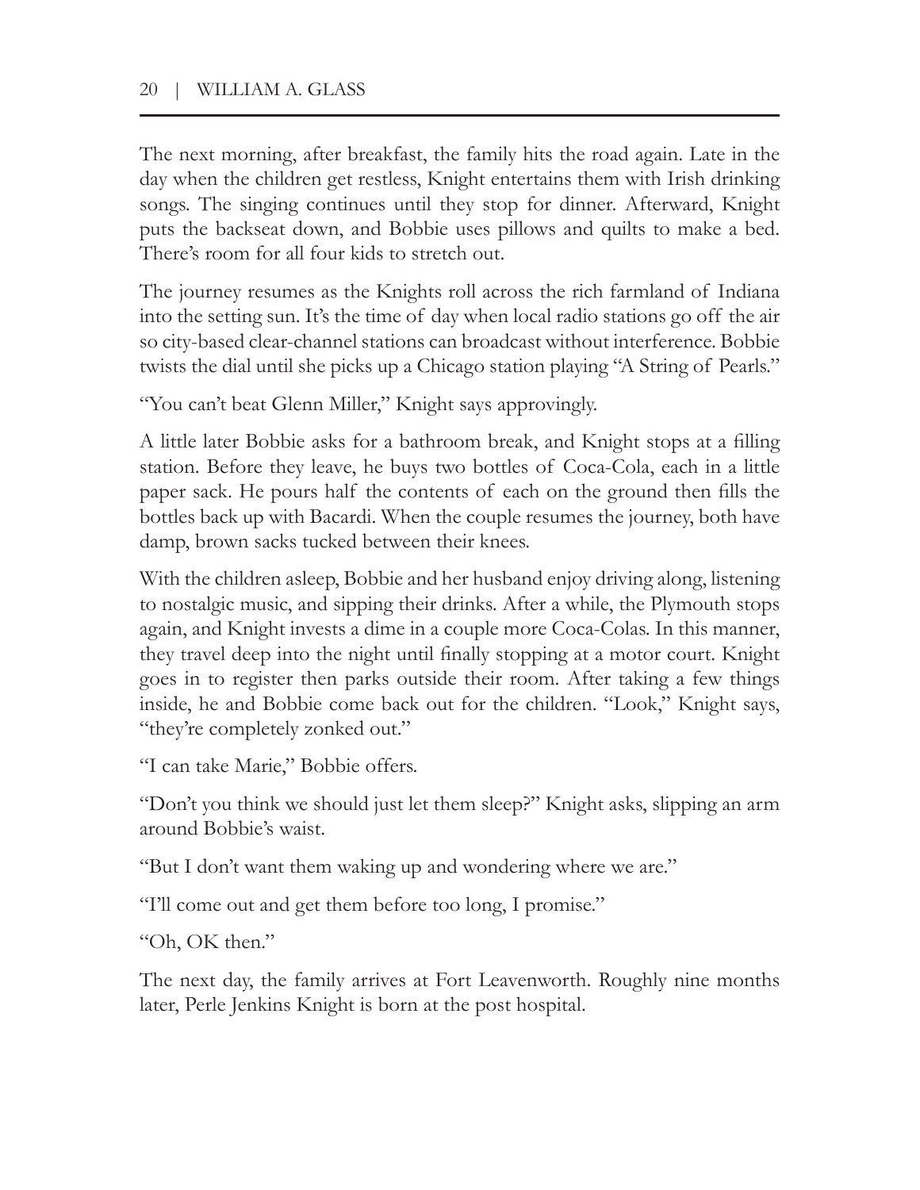The next morning, after breakfast, the family hits the road again. Late in the day when the children get restless, Knight entertains them with Irish drinking songs. The singing continues until they stop for dinner. Afterward, Knight puts the backseat down, and Bobbie uses pillows and quilts to make a bed. There's room for all four kids to stretch out.

The journey resumes as the Knights roll across the rich farmland of Indiana into the setting sun. It's the time of day when local radio stations go off the air so city-based clear-channel stations can broadcast without interference. Bobbie twists the dial until she picks up a Chicago station playing "A String of Pearls."

"You can't beat Glenn Miller," Knight says approvingly.

A little later Bobbie asks for a bathroom break, and Knight stops at a filling station. Before they leave, he buys two bottles of Coca-Cola, each in a little paper sack. He pours half the contents of each on the ground then fills the bottles back up with Bacardi. When the couple resumes the journey, both have damp, brown sacks tucked between their knees.

With the children asleep, Bobbie and her husband enjoy driving along, listening to nostalgic music, and sipping their drinks. After a while, the Plymouth stops again, and Knight invests a dime in a couple more Coca-Colas. In this manner, they travel deep into the night until finally stopping at a motor court. Knight goes in to register then parks outside their room. After taking a few things inside, he and Bobbie come back out for the children. "Look," Knight says, "they're completely zonked out."

"I can take Marie," Bobbie offers.

"Don't you think we should just let them sleep?" Knight asks, slipping an arm around Bobbie's waist.

"But I don't want them waking up and wondering where we are."

"I'll come out and get them before too long, I promise."

"Oh, OK then."

The next day, the family arrives at Fort Leavenworth. Roughly nine months later, Perle Jenkins Knight is born at the post hospital.